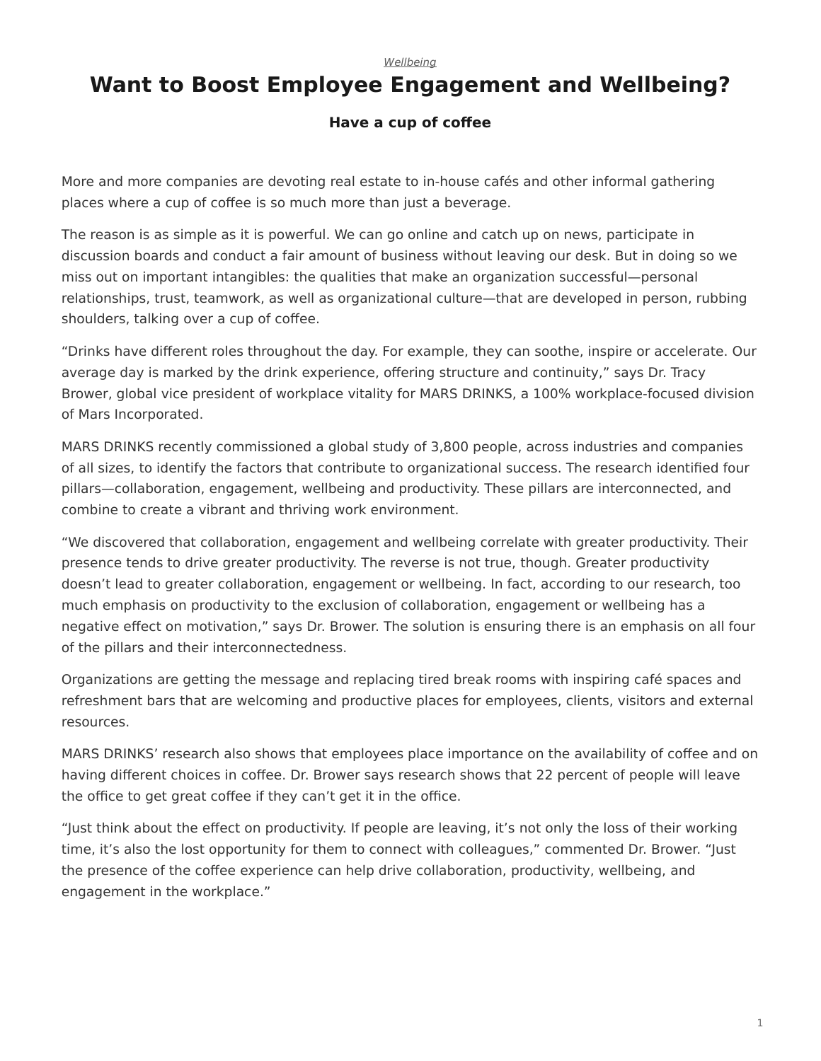*Wellbeing*

# Want to Boost Employee Engagement and Wellbeing?

### Have a cup of coffee

More and more companies are devoting real estate to in-house cafés and other informal gathering places where a cup of coffee is so much more than just a beverage.

The reason is as simple as it is powerful. We can go online and catch up on news, participate in discussion boards and conduct a fair amount of business without leaving our desk. But in doing so we miss out on important intangibles: the qualities that make an organization successful—personal relationships, trust, teamwork, as well as organizational culture—that are developed in person, rubbing shoulders, talking over a cup of coffee.

“Drinks have different roles throughout the day. For example, they can soothe, inspire or accelerate. Our average day is marked by the drink experience, offering structure and continuity,” says Dr. Tracy Brower, global vice president of workplace vitality for MARS DRINKS, a 100% workplace-focused division of Mars Incorporated.

MARS DRINKS recently commissioned a global study of 3,800 people, across industries and companies of all sizes, to identify the factors that contribute to organizational success. The research identified four pillars—collaboration, engagement, wellbeing and productivity. These pillars are interconnected, and combine to create a vibrant and thriving work environment.

“We discovered that collaboration, engagement and wellbeing correlate with greater productivity. Their presence tends to drive greater productivity. The reverse is not true, though. Greater productivity doesn’t lead to greater collaboration, engagement or wellbeing. In fact, according to our research, too much emphasis on productivity to the exclusion of collaboration, engagement or wellbeing has a negative effect on motivation,” says Dr. Brower. The solution is ensuring there is an emphasis on all four of the pillars and their interconnectedness.

Organizations are getting the message and replacing tired break rooms with inspiring café spaces and refreshment bars that are welcoming and productive places for employees, clients, visitors and external resources.

MARS DRINKS’ research also shows that employees place importance on the availability of coffee and on having different choices in coffee. Dr. Brower says research shows that 22 percent of people will leave the office to get great coffee if they can’t get it in the office.

“Just think about the effect on productivity. If people are leaving, it’s not only the loss of their working time, it’s also the lost opportunity for them to connect with colleagues,” commented Dr. Brower. “Just the presence of the coffee experience can help drive collaboration, productivity, wellbeing, and engagement in the workplace.”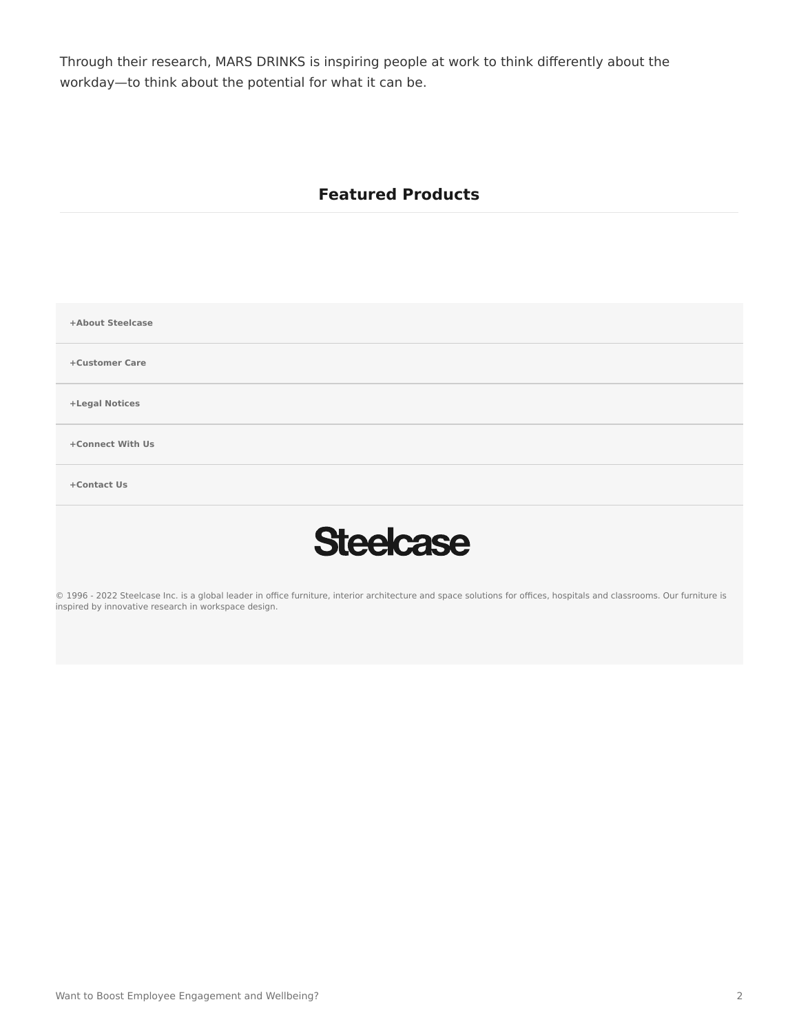Through their research, MARS DRINKS is inspiring people at work to think differently about the workday—to think about the potential for what it can be.

## Featured Products

+About Steelcase

+Customer Care

+Legal Notices

+Connect With Us

+Contact Us

Steelcase

© 1996 - 2022 Steelcase Inc. is a global leader in office furniture, interior architecture and space solutions for offices, hospitals and classrooms. Our furniture is inspired by innovative research in workspace design.